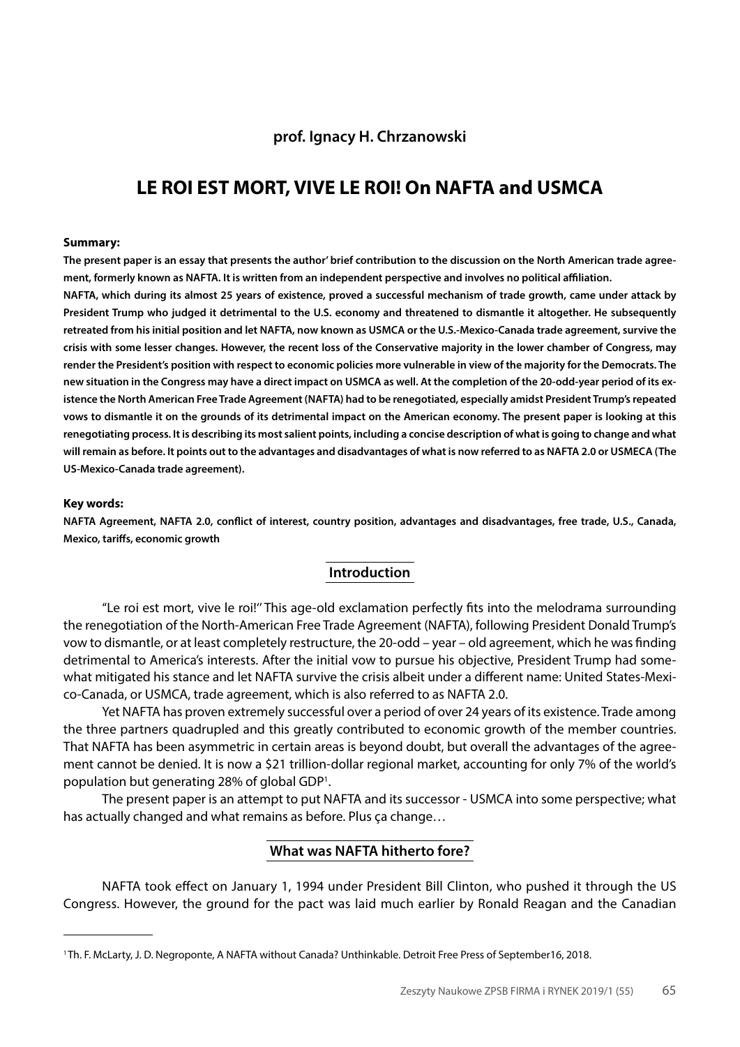**prof. Ignacy H. Chrzanowski**

# LE ROI EST MORT, VIVE LE ROI! On NAFTA and USMCA

**Summary:**

**The present paper is an essay that presents the author' brief contribution to the discussion on the North American trade agreement, formerly known as NAFTA. It is written from an independent perspective and involves no political affiliation.**

**NAFTA, which during its almost 25 years of existence, proved a successful mechanism of trade growth, came under attack by President Trump who judged it detrimental to the U.S. economy and threatened to dismantle it altogether. He subsequently retreated from his initial position and let NAFTA, now known as USMCA or the U.S.-Mexico-Canada trade agreement, survive the crisis with some lesser changes. However, the recent loss of the Conservative majority in the lower chamber of Congress, may render the President's position with respect to economic policies more vulnerable in view of the majority for the Democrats. The new situation in the Congress may have a direct impact on USMCA as well. At the completion of the 20-odd-year period of its existence the North American Free Trade Agreement (NAFTA) had to be renegotiated, especially amidst President Trump's repeated vows to dismantle it on the grounds of its detrimental impact on the American economy. The present paper is looking at this renegotiating process. It is describing its most salient points, including a concise description of what is going to change and what will remain as before. It points out to the advantages and disadvantages of what is now referred to as NAFTA 2.0 or USMECA (The US-Mexico-Canada trade agreement).**

**Key words:**

**NAFTA Agreement, NAFTA 2.0, conflict of interest, country position, advantages and disadvantages, free trade, U.S., Canada, Mexico, tariffs, economic growth**

## Introduction

"Le roi est mort, vive le roi!" This age-old exclamation perfectly fits into the melodrama surrounding the renegotiation of the North-American Free Trade Agreement (NAFTA), following President Donald Trump's vow to dismantle, or at least completely restructure, the 20-odd – year – old agreement, which he was finding detrimental to America's interests. After the initial vow to pursue his objective, President Trump had somewhat mitigated his stance and let NAFTA survive the crisis albeit under a different name: United States-Mexico-Canada, or USMCA, trade agreement, which is also referred to as NAFTA 2.0.

Yet NAFTA has proven extremely successful over a period of over 24 years of its existence. Trade among the three partners quadrupled and this greatly contributed to economic growth of the member countries. That NAFTA has been asymmetric in certain areas is beyond doubt, but overall the advantages of the agreement cannot be denied. It is now a $21 trillion-dollar regional market, accounting for only 7% of the world's population but generating 28% of global GDP[1].

The present paper is an attempt to put NAFTA and its successor - USMCA into some perspective; what has actually changed and what remains as before. Plus ça change…

## What was NAFTA hitherto fore?

NAFTA took effect on January 1, 1994 under President Bill Clinton, who pushed it through the US Congress. However, the ground for the pact was laid much earlier by Ronald Reagan and the Canadian

---

[1] Th. F. McLarty, J. D. Negroponte, A NAFTA without Canada? Unthinkable. Detroit Free Press of September16, 2018.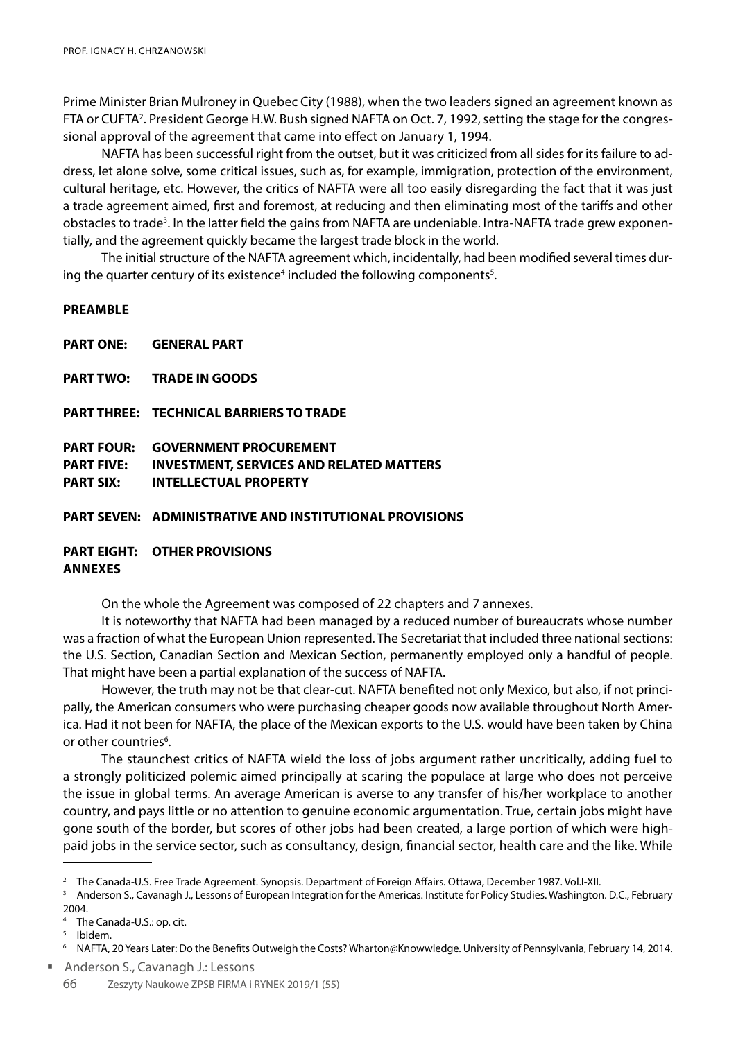Prime Minister Brian Mulroney in Quebec City (1988), when the two leaders signed an agreement known as FTA or CUFTA[2]. President George H.W. Bush signed NAFTA on Oct. 7, 1992, setting the stage for the congressional approval of the agreement that came into effect on January 1, 1994.

NAFTA has been successful right from the outset, but it was criticized from all sides for its failure to address, let alone solve, some critical issues, such as, for example, immigration, protection of the environment, cultural heritage, etc. However, the critics of NAFTA were all too easily disregarding the fact that it was just a trade agreement aimed, first and foremost, at reducing and then eliminating most of the tariffs and other obstacles to trade[3]. In the latter field the gains from NAFTA are undeniable. Intra-NAFTA trade grew exponentially, and the agreement quickly became the largest trade block in the world.

The initial structure of the NAFTA agreement which, incidentally, had been modified several times during the quarter century of its existence[4] included the following components[5].

**PREAMBLE**

**PART ONE: GENERAL PART**

**PART TWO: TRADE IN GOODS**

**PART THREE: TECHNICAL BARRIERS TO TRADE**

**PART FOUR: GOVERNMENT PROCUREMENT**
**PART FIVE: INVESTMENT, SERVICES AND RELATED MATTERS**
**PART SIX: INTELLECTUAL PROPERTY**

**PART SEVEN: ADMINISTRATIVE AND INSTITUTIONAL PROVISIONS**

**PART EIGHT: OTHER PROVISIONS**
**ANNEXES**

On the whole the Agreement was composed of 22 chapters and 7 annexes.

It is noteworthy that NAFTA had been managed by a reduced number of bureaucrats whose number was a fraction of what the European Union represented. The Secretariat that included three national sections: the U.S. Section, Canadian Section and Mexican Section, permanently employed only a handful of people. That might have been a partial explanation of the success of NAFTA.

However, the truth may not be that clear-cut. NAFTA benefited not only Mexico, but also, if not principally, the American consumers who were purchasing cheaper goods now available throughout North America. Had it not been for NAFTA, the place of the Mexican exports to the U.S. would have been taken by China or other countries[6].

The staunchest critics of NAFTA wield the loss of jobs argument rather uncritically, adding fuel to a strongly politicized polemic aimed principally at scaring the populace at large who does not perceive the issue in global terms. An average American is averse to any transfer of his/her workplace to another country, and pays little or no attention to genuine economic argumentation. True, certain jobs might have gone south of the border, but scores of other jobs had been created, a large portion of which were high-paid jobs in the service sector, such as consultancy, design, financial sector, health care and the like. While

---

[2] The Canada-U.S. Free Trade Agreement. Synopsis. Department of Foreign Affairs. Ottawa, December 1987. Vol.I-XII.

[3] Anderson S., Cavanagh J., Lessons of European Integration for the Americas. Institute for Policy Studies. Washington. D.C., February 2004.

[4] The Canada-U.S.: op. cit.

[5] Ibidem.

[6] NAFTA, 20 Years Later: Do the Benefits Outweigh the Costs? Wharton@Knowwledge. University of Pennsylvania, February 14, 2014.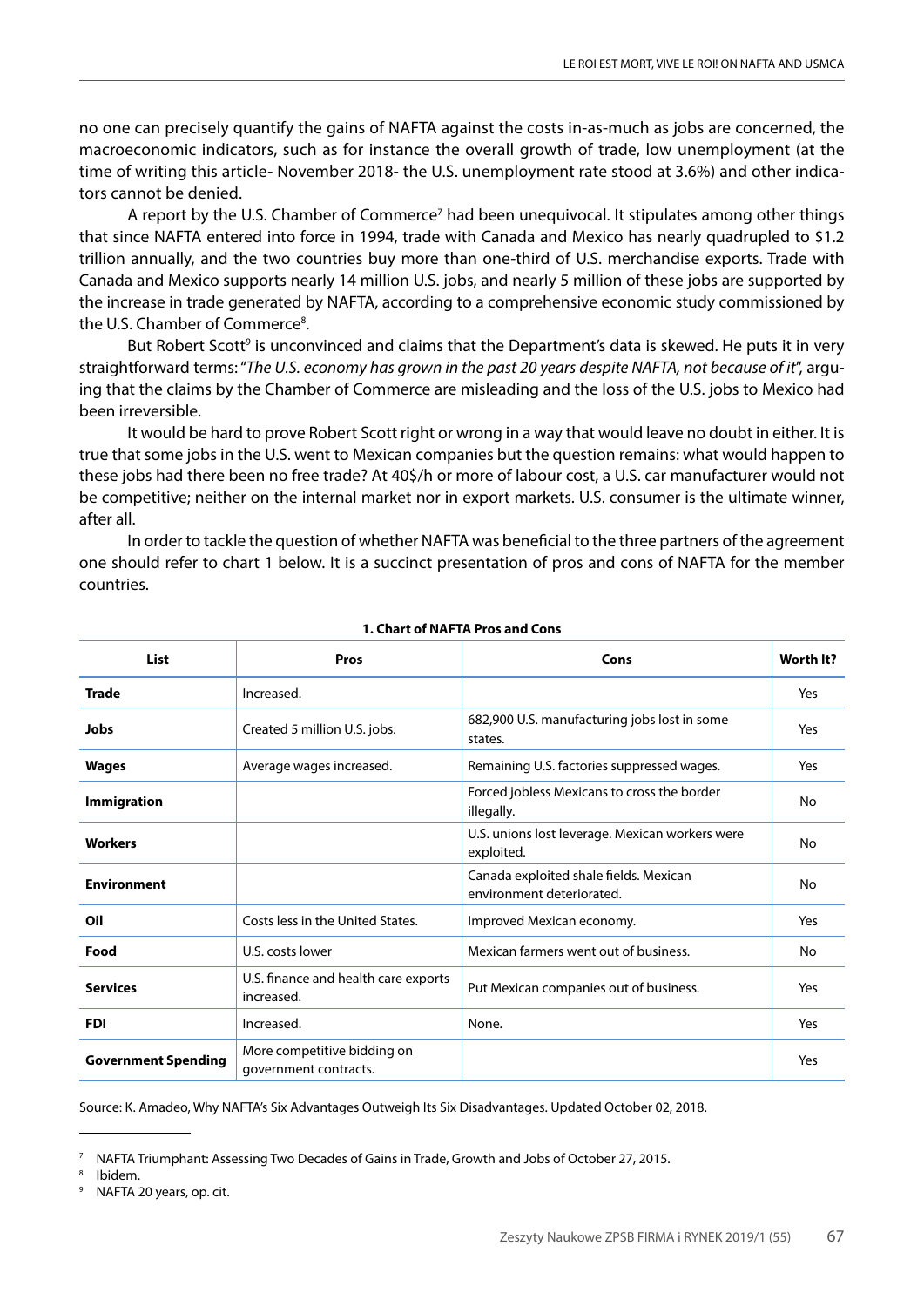no one can precisely quantify the gains of NAFTA against the costs in-as-much as jobs are concerned, the macroeconomic indicators, such as for instance the overall growth of trade, low unemployment (at the time of writing this article- November 2018- the U.S. unemployment rate stood at 3.6%) and other indicators cannot be denied.

A report by the U.S. Chamber of Commerce[7] had been unequivocal. It stipulates among other things that since NAFTA entered into force in 1994, trade with Canada and Mexico has nearly quadrupled to $1.2 trillion annually, and the two countries buy more than one-third of U.S. merchandise exports. Trade with Canada and Mexico supports nearly 14 million U.S. jobs, and nearly 5 million of these jobs are supported by the increase in trade generated by NAFTA, according to a comprehensive economic study commissioned by the U.S. Chamber of Commerce[8].

But Robert Scott[9] is unconvinced and claims that the Department's data is skewed. He puts it in very straightforward terms: "*The U.S. economy has grown in the past 20 years despite NAFTA, not because of it*", arguing that the claims by the Chamber of Commerce are misleading and the loss of the U.S. jobs to Mexico had been irreversible.

It would be hard to prove Robert Scott right or wrong in a way that would leave no doubt in either. It is true that some jobs in the U.S. went to Mexican companies but the question remains: what would happen to these jobs had there been no free trade? At 40$/h or more of labour cost, a U.S. car manufacturer would not be competitive; neither on the internal market nor in export markets. U.S. consumer is the ultimate winner, after all.

In order to tackle the question of whether NAFTA was beneficial to the three partners of the agreement one should refer to chart 1 below. It is a succinct presentation of pros and cons of NAFTA for the member countries.

**1. Chart of NAFTA Pros and Cons**

| List | Pros | Cons | Worth It? |
|---|---|---|---|
| **Trade** | Increased. | | Yes |
| **Jobs** | Created 5 million U.S. jobs. | 682,900 U.S. manufacturing jobs lost in some states. | Yes |
| **Wages** | Average wages increased. | Remaining U.S. factories suppressed wages. | Yes |
| **Immigration** | | Forced jobless Mexicans to cross the border illegally. | No |
| **Workers** | | U.S. unions lost leverage. Mexican workers were exploited. | No |
| **Environment** | | Canada exploited shale fields. Mexican environment deteriorated. | No |
| **Oil** | Costs less in the United States. | Improved Mexican economy. | Yes |
| **Food** | U.S. costs lower | Mexican farmers went out of business. | No |
| **Services** | U.S. finance and health care exports increased. | Put Mexican companies out of business. | Yes |
| **FDI** | Increased. | None. | Yes |
| **Government Spending** | More competitive bidding on government contracts. | | Yes |

Source: K. Amadeo, Why NAFTA's Six Advantages Outweigh Its Six Disadvantages. Updated October 02, 2018.

---

[7] NAFTA Triumphant: Assessing Two Decades of Gains in Trade, Growth and Jobs of October 27, 2015.

[8] Ibidem.

[9] NAFTA 20 years, op. cit.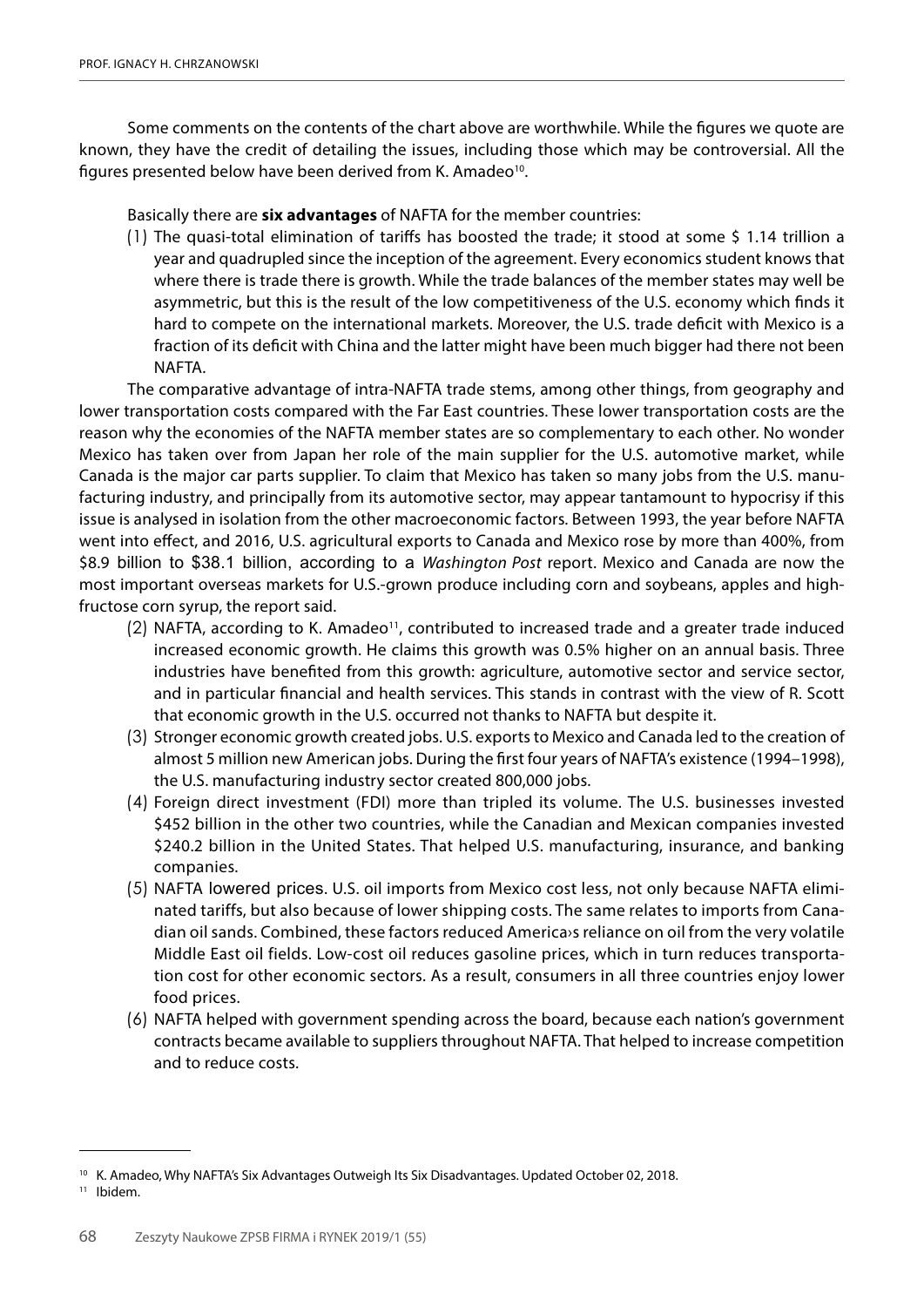Some comments on the contents of the chart above are worthwhile. While the figures we quote are known, they have the credit of detailing the issues, including those which may be controversial. All the figures presented below have been derived from K. Amadeo[10].

Basically there are **six advantages** of NAFTA for the member countries:

(1) The quasi-total elimination of tariffs has boosted the trade; it stood at some $ 1.14 trillion a year and quadrupled since the inception of the agreement. Every economics student knows that where there is trade there is growth. While the trade balances of the member states may well be asymmetric, but this is the result of the low competitiveness of the U.S. economy which finds it hard to compete on the international markets. Moreover, the U.S. trade deficit with Mexico is a fraction of its deficit with China and the latter might have been much bigger had there not been NAFTA.

The comparative advantage of intra-NAFTA trade stems, among other things, from geography and lower transportation costs compared with the Far East countries. These lower transportation costs are the reason why the economies of the NAFTA member states are so complementary to each other. No wonder Mexico has taken over from Japan her role of the main supplier for the U.S. automotive market, while Canada is the major car parts supplier. To claim that Mexico has taken so many jobs from the U.S. manufacturing industry, and principally from its automotive sector, may appear tantamount to hypocrisy if this issue is analysed in isolation from the other macroeconomic factors. Between 1993, the year before NAFTA went into effect, and 2016, U.S. agricultural exports to Canada and Mexico rose by more than 400%, from $8.9 billion to $38.1 billion, according to a *Washington Post* report. Mexico and Canada are now the most important overseas markets for U.S.-grown produce including corn and soybeans, apples and high-fructose corn syrup, the report said.

(2) NAFTA, according to K. Amadeo[11], contributed to increased trade and a greater trade induced increased economic growth. He claims this growth was 0.5% higher on an annual basis. Three industries have benefited from this growth: agriculture, automotive sector and service sector, and in particular financial and health services. This stands in contrast with the view of R. Scott that economic growth in the U.S. occurred not thanks to NAFTA but despite it.

(3) Stronger economic growth created jobs. U.S. exports to Mexico and Canada led to the creation of almost 5 million new American jobs. During the first four years of NAFTA's existence (1994–1998), the U.S. manufacturing industry sector created 800,000 jobs.

(4) Foreign direct investment (FDI) more than tripled its volume. The U.S. businesses invested $452 billion in the other two countries, while the Canadian and Mexican companies invested $240.2 billion in the United States. That helped U.S. manufacturing, insurance, and banking companies.

(5) NAFTA lowered prices. U.S. oil imports from Mexico cost less, not only because NAFTA eliminated tariffs, but also because of lower shipping costs. The same relates to imports from Canadian oil sands. Combined, these factors reduced America›s reliance on oil from the very volatile Middle East oil fields. Low-cost oil reduces gasoline prices, which in turn reduces transportation cost for other economic sectors. As a result, consumers in all three countries enjoy lower food prices.

(6) NAFTA helped with government spending across the board, because each nation's government contracts became available to suppliers throughout NAFTA. That helped to increase competition and to reduce costs.

---

[10] K. Amadeo, Why NAFTA's Six Advantages Outweigh Its Six Disadvantages. Updated October 02, 2018.

[11] Ibidem.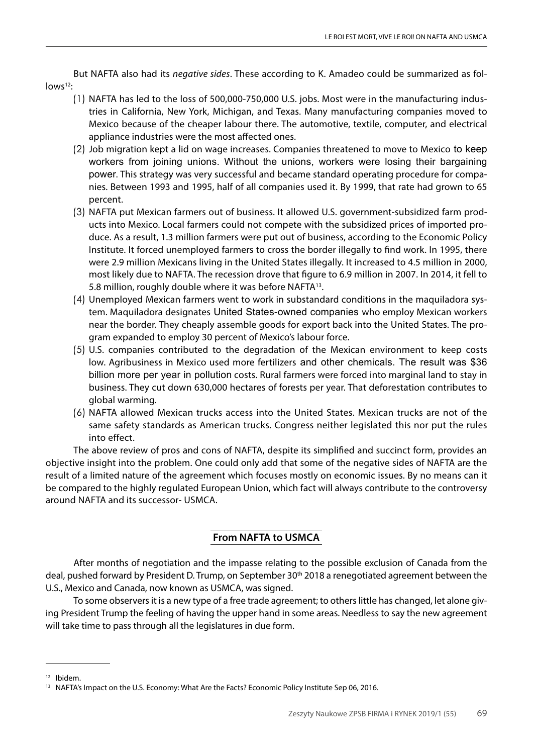But NAFTA also had its *negative sides*. These according to K. Amadeo could be summarized as follows[12]:

(1) NAFTA has led to the loss of 500,000-750,000 U.S. jobs. Most were in the manufacturing industries in California, New York, Michigan, and Texas. Many manufacturing companies moved to Mexico because of the cheaper labour there. The automotive, textile, computer, and electrical appliance industries were the most affected ones.

(2) Job migration kept a lid on wage increases. Companies threatened to move to Mexico to keep workers from joining unions. Without the unions, workers were losing their bargaining power. This strategy was very successful and became standard operating procedure for companies. Between 1993 and 1995, half of all companies used it. By 1999, that rate had grown to 65 percent.

(3) NAFTA put Mexican farmers out of business. It allowed U.S. government-subsidized farm products into Mexico. Local farmers could not compete with the subsidized prices of imported produce. As a result, 1.3 million farmers were put out of business, according to the Economic Policy Institute. It forced unemployed farmers to cross the border illegally to find work. In 1995, there were 2.9 million Mexicans living in the United States illegally. It increased to 4.5 million in 2000, most likely due to NAFTA. The recession drove that figure to 6.9 million in 2007. In 2014, it fell to 5.8 million, roughly double where it was before NAFTA[13].

(4) Unemployed Mexican farmers went to work in substandard conditions in the maquiladora system. Maquiladora designates United States-owned companies who employ Mexican workers near the border. They cheaply assemble goods for export back into the United States. The program expanded to employ 30 percent of Mexico's labour force.

(5) U.S. companies contributed to the degradation of the Mexican environment to keep costs low. Agribusiness in Mexico used more fertilizers and other chemicals. The result was $36 billion more per year in pollution costs. Rural farmers were forced into marginal land to stay in business. They cut down 630,000 hectares of forests per year. That deforestation contributes to global warming.

(6) NAFTA allowed Mexican trucks access into the United States. Mexican trucks are not of the same safety standards as American trucks. Congress neither legislated this nor put the rules into effect.

The above review of pros and cons of NAFTA, despite its simplified and succinct form, provides an objective insight into the problem. One could only add that some of the negative sides of NAFTA are the result of a limited nature of the agreement which focuses mostly on economic issues. By no means can it be compared to the highly regulated European Union, which fact will always contribute to the controversy around NAFTA and its successor- USMCA.

## From NAFTA to USMCA

After months of negotiation and the impasse relating to the possible exclusion of Canada from the deal, pushed forward by President D. Trump, on September 30th 2018 a renegotiated agreement between the U.S., Mexico and Canada, now known as USMCA, was signed.

To some observers it is a new type of a free trade agreement; to others little has changed, let alone giving President Trump the feeling of having the upper hand in some areas. Needless to say the new agreement will take time to pass through all the legislatures in due form.

---

[12] Ibidem.

[13] NAFTA's Impact on the U.S. Economy: What Are the Facts? Economic Policy Institute Sep 06, 2016.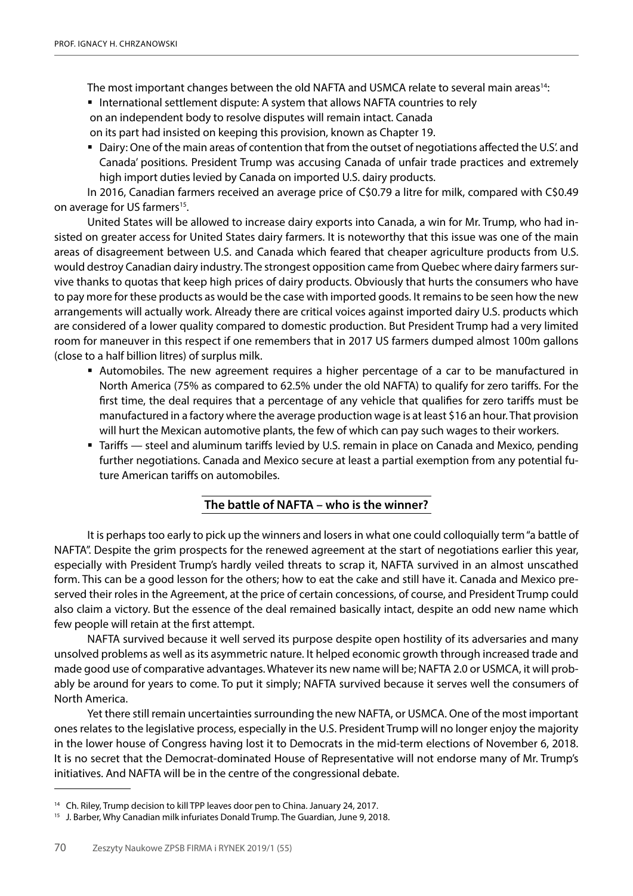The most important changes between the old NAFTA and USMCA relate to several main areas[14]:

- International settlement dispute: A system that allows NAFTA countries to rely on an independent body to resolve disputes will remain intact. Canada on its part had insisted on keeping this provision, known as Chapter 19.
- Dairy: One of the main areas of contention that from the outset of negotiations affected the U.S'. and Canada' positions. President Trump was accusing Canada of unfair trade practices and extremely high import duties levied by Canada on imported U.S. dairy products.

In 2016, Canadian farmers received an average price of C$0.79 a litre for milk, compared with C$0.49 on average for US farmers[15].

United States will be allowed to increase dairy exports into Canada, a win for Mr. Trump, who had insisted on greater access for United States dairy farmers. It is noteworthy that this issue was one of the main areas of disagreement between U.S. and Canada which feared that cheaper agriculture products from U.S. would destroy Canadian dairy industry. The strongest opposition came from Quebec where dairy farmers survive thanks to quotas that keep high prices of dairy products. Obviously that hurts the consumers who have to pay more for these products as would be the case with imported goods. It remains to be seen how the new arrangements will actually work. Already there are critical voices against imported dairy U.S. products which are considered of a lower quality compared to domestic production. But President Trump had a very limited room for maneuver in this respect if one remembers that in 2017 US farmers dumped almost 100m gallons (close to a half billion litres) of surplus milk.

- Automobiles. The new agreement requires a higher percentage of a car to be manufactured in North America (75% as compared to 62.5% under the old NAFTA) to qualify for zero tariffs. For the first time, the deal requires that a percentage of any vehicle that qualifies for zero tariffs must be manufactured in a factory where the average production wage is at least $16 an hour. That provision will hurt the Mexican automotive plants, the few of which can pay such wages to their workers.
- Tariffs — steel and aluminum tariffs levied by U.S. remain in place on Canada and Mexico, pending further negotiations. Canada and Mexico secure at least a partial exemption from any potential future American tariffs on automobiles.

## The battle of NAFTA – who is the winner?

It is perhaps too early to pick up the winners and losers in what one could colloquially term "a battle of NAFTA". Despite the grim prospects for the renewed agreement at the start of negotiations earlier this year, especially with President Trump's hardly veiled threats to scrap it, NAFTA survived in an almost unscathed form. This can be a good lesson for the others; how to eat the cake and still have it. Canada and Mexico preserved their roles in the Agreement, at the price of certain concessions, of course, and President Trump could also claim a victory. But the essence of the deal remained basically intact, despite an odd new name which few people will retain at the first attempt.

NAFTA survived because it well served its purpose despite open hostility of its adversaries and many unsolved problems as well as its asymmetric nature. It helped economic growth through increased trade and made good use of comparative advantages. Whatever its new name will be; NAFTA 2.0 or USMCA, it will probably be around for years to come. To put it simply; NAFTA survived because it serves well the consumers of North America.

Yet there still remain uncertainties surrounding the new NAFTA, or USMCA. One of the most important ones relates to the legislative process, especially in the U.S. President Trump will no longer enjoy the majority in the lower house of Congress having lost it to Democrats in the mid-term elections of November 6, 2018. It is no secret that the Democrat-dominated House of Representative will not endorse many of Mr. Trump's initiatives. And NAFTA will be in the centre of the congressional debate.

---

[14] Ch. Riley, Trump decision to kill TPP leaves door pen to China. January 24, 2017.

[15] J. Barber, Why Canadian milk infuriates Donald Trump. The Guardian, June 9, 2018.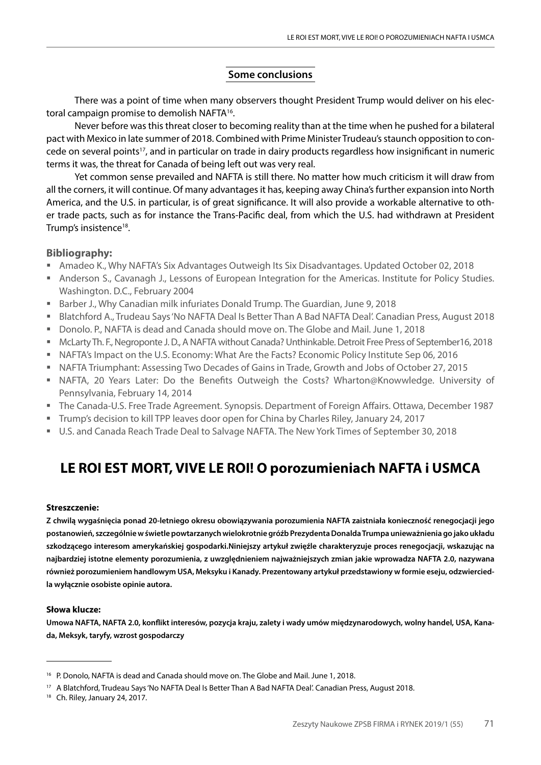## Some conclusions

There was a point of time when many observers thought President Trump would deliver on his electoral campaign promise to demolish NAFTA[16].

Never before was this threat closer to becoming reality than at the time when he pushed for a bilateral pact with Mexico in late summer of 2018. Combined with Prime Minister Trudeau's staunch opposition to concede on several points[17], and in particular on trade in dairy products regardless how insignificant in numeric terms it was, the threat for Canada of being left out was very real.

Yet common sense prevailed and NAFTA is still there. No matter how much criticism it will draw from all the corners, it will continue. Of many advantages it has, keeping away China's further expansion into North America, and the U.S. in particular, is of great significance. It will also provide a workable alternative to other trade pacts, such as for instance the Trans-Pacific deal, from which the U.S. had withdrawn at President Trump's insistence[18].

### Bibliography:

- Amadeo K., Why NAFTA's Six Advantages Outweigh Its Six Disadvantages. Updated October 02, 2018
- Anderson S., Cavanagh J., Lessons of European Integration for the Americas. Institute for Policy Studies. Washington. D.C., February 2004
- Barber J., Why Canadian milk infuriates Donald Trump. The Guardian, June 9, 2018
- Blatchford A., Trudeau Says 'No NAFTA Deal Is Better Than A Bad NAFTA Deal'. Canadian Press, August 2018
- Donolo. P., NAFTA is dead and Canada should move on. The Globe and Mail. June 1, 2018
- McLarty Th. F., Negroponte J. D., A NAFTA without Canada? Unthinkable. Detroit Free Press of September16, 2018
- NAFTA's Impact on the U.S. Economy: What Are the Facts? Economic Policy Institute Sep 06, 2016
- NAFTA Triumphant: Assessing Two Decades of Gains in Trade, Growth and Jobs of October 27, 2015
- NAFTA, 20 Years Later: Do the Benefits Outweigh the Costs? Wharton@Knowwledge. University of Pennsylvania, February 14, 2014
- The Canada-U.S. Free Trade Agreement. Synopsis. Department of Foreign Affairs. Ottawa, December 1987
- Trump's decision to kill TPP leaves door open for China by Charles Riley, January 24, 2017
- U.S. and Canada Reach Trade Deal to Salvage NAFTA. The New York Times of September 30, 2018

# LE ROI EST MORT, VIVE LE ROI! O porozumieniach NAFTA i USMCA

**Streszczenie:**

**Z chwilą wygaśnięcia ponad 20-letniego okresu obowiązywania porozumienia NAFTA zaistniała konieczność renegocjacji jego postanowień, szczególnie w świetle powtarzanych wielokrotnie gróźb Prezydenta Donalda Trumpa unieważnienia go jako układu szkodzącego interesom amerykańskiej gospodarki.Niniejszy artykuł zwięźle charakteryzuje proces renegocjacji, wskazując na najbardziej istotne elementy porozumienia, z uwzględnieniem najważniejszych zmian jakie wprowadza NAFTA 2.0, nazywana również porozumieniem handlowym USA, Meksyku i Kanady. Prezentowany artykuł przedstawiony w formie eseju, odzwierciedla wyłącznie osobiste opinie autora.**

**Słowa klucze:**

**Umowa NAFTA, NAFTA 2.0, konflikt interesów, pozycja kraju, zalety i wady umów międzynarodowych, wolny handel, USA, Kanada, Meksyk, taryfy, wzrost gospodarczy**

---

[16] P. Donolo, NAFTA is dead and Canada should move on. The Globe and Mail. June 1, 2018.

[17] A Blatchford, Trudeau Says 'No NAFTA Deal Is Better Than A Bad NAFTA Deal'. Canadian Press, August 2018.

[18] Ch. Riley, January 24, 2017.